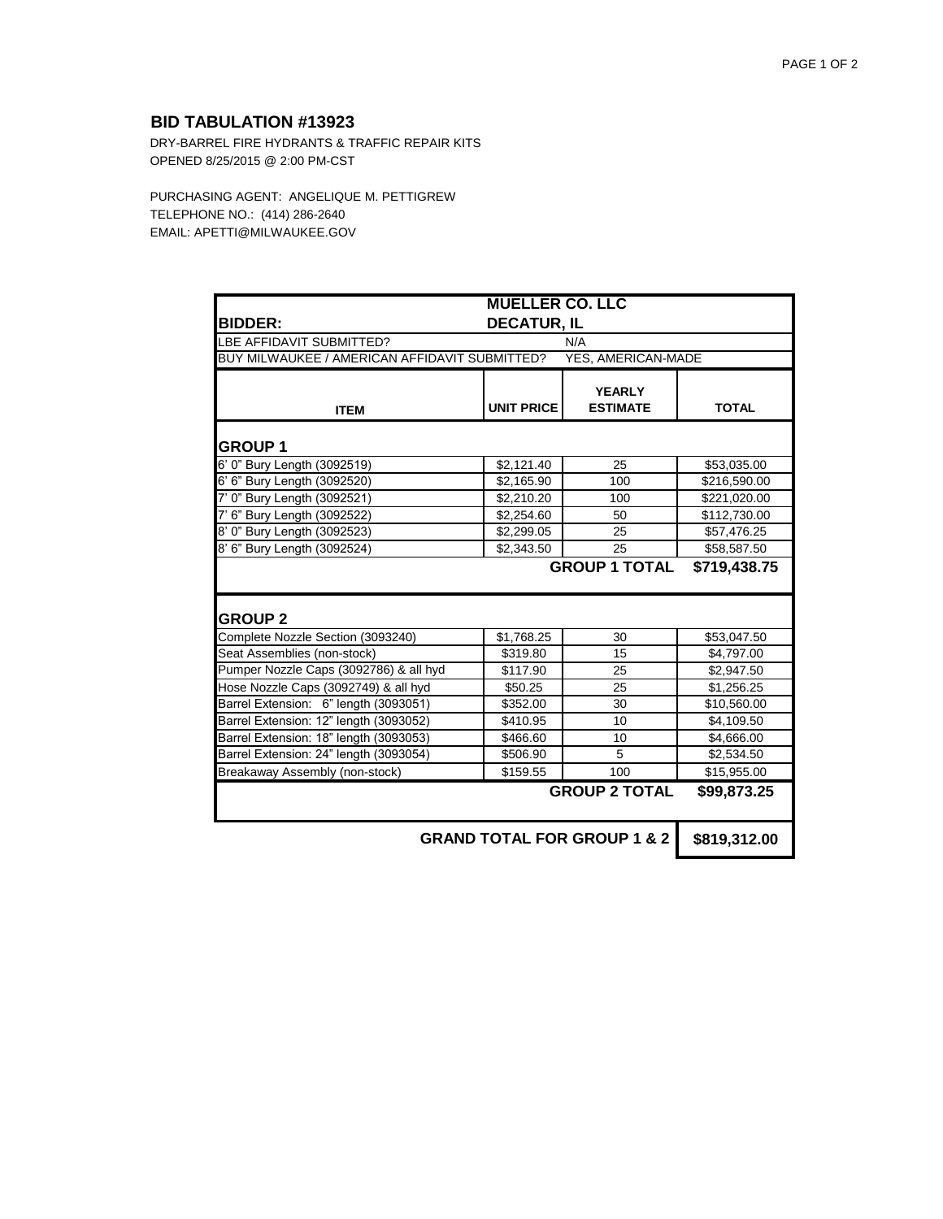## BID TABULATION #13923

DRY-BARREL FIRE HYDRANTS & TRAFFIC REPAIR KITS
OPENED 8/25/2015 @ 2:00 PM-CST

PURCHASING AGENT: ANGELIQUE M. PETTIGREW
TELEPHONE NO.: (414) 286-2640
EMAIL: APETTI@MILWAUKEE.GOV

| **BIDDER:** | **MUELLER CO. LLC DECATUR, IL** | | |
|---|---|---|---|
| LBE AFFIDAVIT SUBMITTED? | N/A | | |
| BUY MILWAUKEE / AMERICAN AFFIDAVIT SUBMITTED? | YES, AMERICAN-MADE | | |
| **ITEM** | **UNIT PRICE** | **YEARLY ESTIMATE** | **TOTAL** |
| **GROUP 1** | | | |
| 6' 0" Bury Length (3092519) | $2,121.40 | 25 | $53,035.00 |
| 6' 6" Bury Length (3092520) | $2,165.90 | 100 | $216,590.00 |
| 7' 0" Bury Length (3092521) | $2,210.20 | 100 | $221,020.00 |
| 7' 6" Bury Length (3092522) | $2,254.60 | 50 | $112,730.00 |
| 8' 0" Bury Length (3092523) | $2,299.05 | 25 | $57,476.25 |
| 8' 6" Bury Length (3092524) | $2,343.50 | 25 | $58,587.50 |
| | | **GROUP 1 TOTAL** | **$719,438.75** |
| **GROUP 2** | | | |
| Complete Nozzle Section (3093240) | $1,768.25 | 30 | $53,047.50 |
| Seat Assemblies (non-stock) | $319.80 | 15 | $4,797.00 |
| Pumper Nozzle Caps (3092786) & all hyd | $117.90 | 25 | $2,947.50 |
| Hose Nozzle Caps (3092749) & all hyd | $50.25 | 25 | $1,256.25 |
| Barrel Extension: 6" length (3093051) | $352.00 | 30 | $10,560.00 |
| Barrel Extension: 12" length (3093052) | $410.95 | 10 | $4,109.50 |
| Barrel Extension: 18" length (3093053) | $466.60 | 10 | $4,666.00 |
| Barrel Extension: 24" length (3093054) | $506.90 | 5 | $2,534.50 |
| Breakaway Assembly (non-stock) | $159.55 | 100 | $15,955.00 |
| | | **GROUP 2 TOTAL** | **$99,873.25** |
| | | **GRAND TOTAL FOR GROUP 1 & 2** | **$819,312.00** |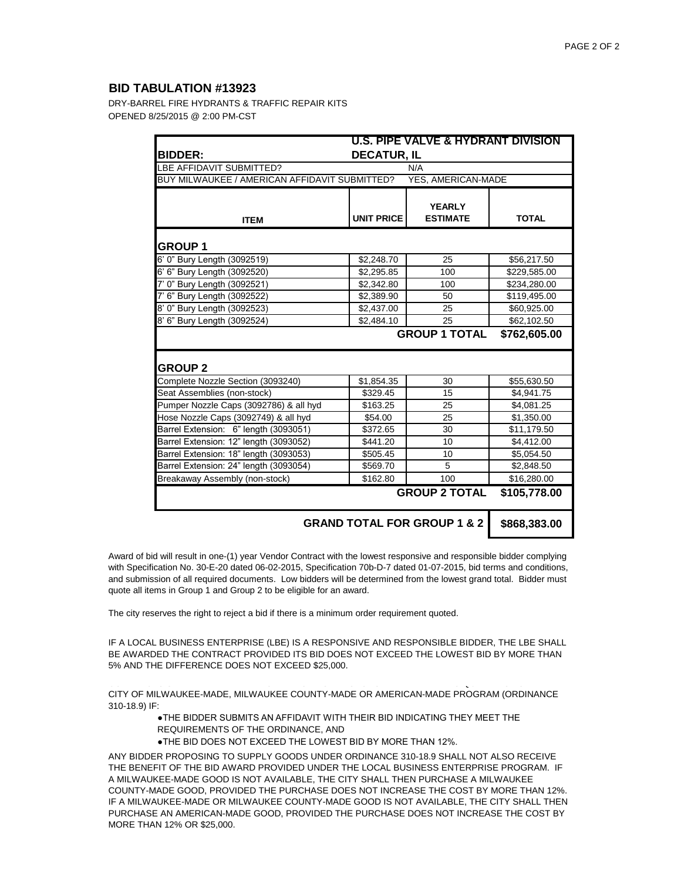## BID TABULATION #13923

DRY-BARREL FIRE HYDRANTS & TRAFFIC REPAIR KITS
OPENED 8/25/2015 @ 2:00 PM-CST

| BIDDER: | U.S. PIPE VALVE & HYDRANT DIVISION DECATUR, IL | | |
|---|---|---|---|
| LBE AFFIDAVIT SUBMITTED? | N/A | | |
| BUY MILWAUKEE / AMERICAN AFFIDAVIT SUBMITTED? | YES, AMERICAN-MADE | | |
| **ITEM** | **UNIT PRICE** | **YEARLY ESTIMATE** | **TOTAL** |
| **GROUP 1** | | | |
| 6' 0" Bury Length (3092519) | $2,248.70 | 25 | $56,217.50 |
| 6' 6" Bury Length (3092520) | $2,295.85 | 100 | $229,585.00 |
| 7' 0" Bury Length (3092521) | $2,342.80 | 100 | $234,280.00 |
| 7' 6" Bury Length (3092522) | $2,389.90 | 50 | $119,495.00 |
| 8' 0" Bury Length (3092523) | $2,437.00 | 25 | $60,925.00 |
| 8' 6" Bury Length (3092524) | $2,484.10 | 25 | $62,102.50 |
| | | **GROUP 1 TOTAL** | **$762,605.00** |
| **GROUP 2** | | | |
| Complete Nozzle Section (3093240) | $1,854.35 | 30 | $55,630.50 |
| Seat Assemblies (non-stock) | $329.45 | 15 | $4,941.75 |
| Pumper Nozzle Caps (3092786) & all hyd | $163.25 | 25 | $4,081.25 |
| Hose Nozzle Caps (3092749) & all hyd | $54.00 | 25 | $1,350.00 |
| Barrel Extension: 6" length (3093051) | $372.65 | 30 | $11,179.50 |
| Barrel Extension: 12" length (3093052) | $441.20 | 10 | $4,412.00 |
| Barrel Extension: 18" length (3093053) | $505.45 | 10 | $5,054.50 |
| Barrel Extension: 24" length (3093054) | $569.70 | 5 | $2,848.50 |
| Breakaway Assembly (non-stock) | $162.80 | 100 | $16,280.00 |
| | | **GROUP 2 TOTAL** | **$105,778.00** |
| | | **GRAND TOTAL FOR GROUP 1 & 2** | **$868,383.00** |

Award of bid will result in one-(1) year Vendor Contract with the lowest responsive and responsible bidder complying with Specification No. 30-E-20 dated 06-02-2015, Specification 70b-D-7 dated 01-07-2015, bid terms and conditions, and submission of all required documents. Low bidders will be determined from the lowest grand total. Bidder must quote all items in Group 1 and Group 2 to be eligible for an award.

The city reserves the right to reject a bid if there is a minimum order requirement quoted.

IF A LOCAL BUSINESS ENTERPRISE (LBE) IS A RESPONSIVE AND RESPONSIBLE BIDDER, THE LBE SHALL BE AWARDED THE CONTRACT PROVIDED ITS BID DOES NOT EXCEED THE LOWEST BID BY MORE THAN 5% AND THE DIFFERENCE DOES NOT EXCEED $25,000.

CITY OF MILWAUKEE-MADE, MILWAUKEE COUNTY-MADE OR AMERICAN-MADE PROGRAM (ORDINANCE 310-18.9) IF:

- THE BIDDER SUBMITS AN AFFIDAVIT WITH THEIR BID INDICATING THEY MEET THE REQUIREMENTS OF THE ORDINANCE, AND
- THE BID DOES NOT EXCEED THE LOWEST BID BY MORE THAN 12%.

ANY BIDDER PROPOSING TO SUPPLY GOODS UNDER ORDINANCE 310-18.9 SHALL NOT ALSO RECEIVE THE BENEFIT OF THE BID AWARD PROVIDED UNDER THE LOCAL BUSINESS ENTERPRISE PROGRAM. IF A MILWAUKEE-MADE GOOD IS NOT AVAILABLE, THE CITY SHALL THEN PURCHASE A MILWAUKEE COUNTY-MADE GOOD, PROVIDED THE PURCHASE DOES NOT INCREASE THE COST BY MORE THAN 12%. IF A MILWAUKEE-MADE OR MILWAUKEE COUNTY-MADE GOOD IS NOT AVAILABLE, THE CITY SHALL THEN PURCHASE AN AMERICAN-MADE GOOD, PROVIDED THE PURCHASE DOES NOT INCREASE THE COST BY MORE THAN 12% OR $25,000.